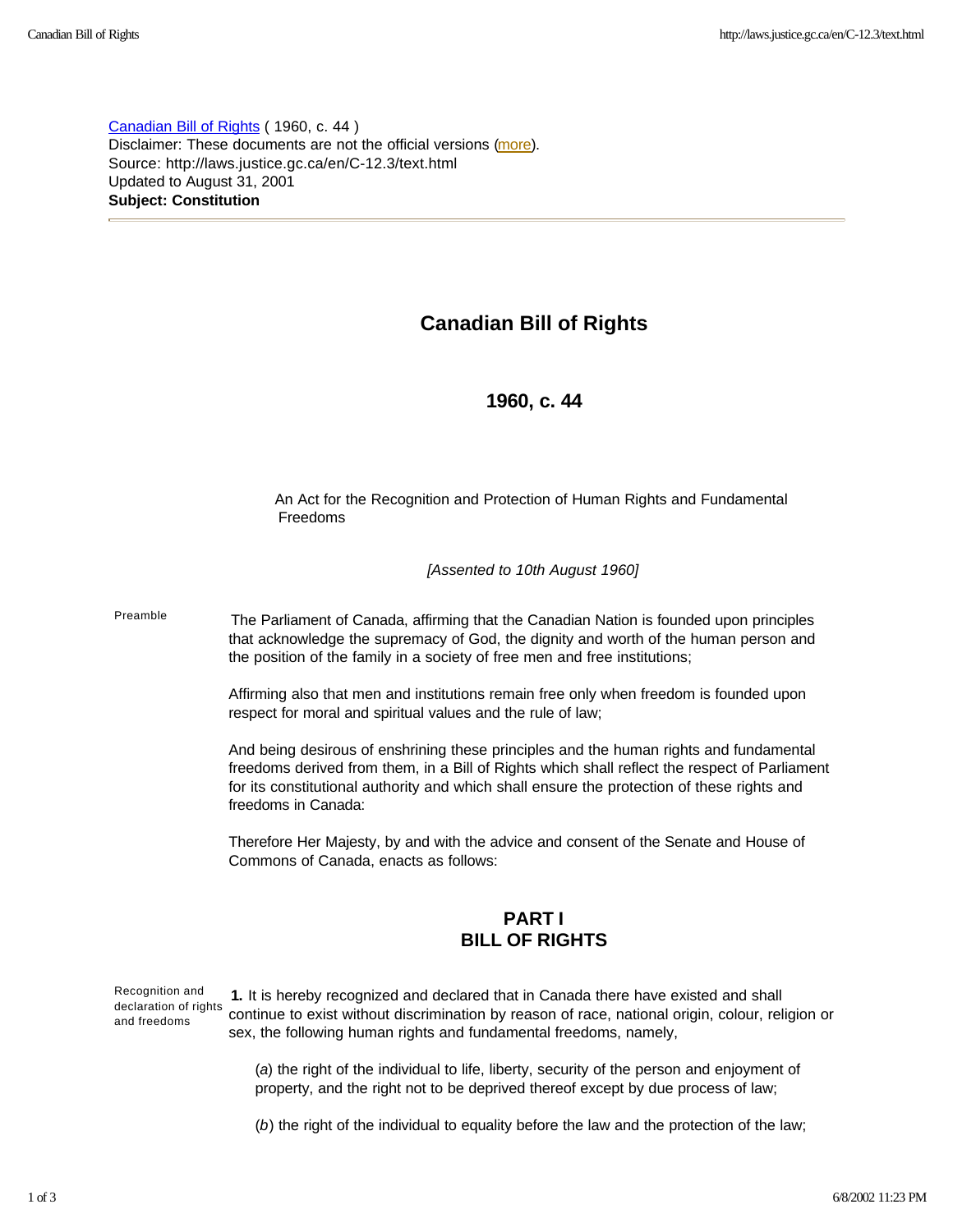[Canadian Bill of Rights](http://laws.justice.gc.ca/en/C-12.3/text.html) ( 1960, c. 44 )
Disclaimer: These documents are not the official versions (more).
Source: http://laws.justice.gc.ca/en/C-12.3/text.html
Updated to August 31, 2001
**Subject: Constitution**

---

# Canadian Bill of Rights

## 1960, c. 44

An Act for the Recognition and Protection of Human Rights and Fundamental Freedoms

*[Assented to 10th August 1960]*

Preamble

The Parliament of Canada, affirming that the Canadian Nation is founded upon principles that acknowledge the supremacy of God, the dignity and worth of the human person and the position of the family in a society of free men and free institutions;

Affirming also that men and institutions remain free only when freedom is founded upon respect for moral and spiritual values and the rule of law;

And being desirous of enshrining these principles and the human rights and fundamental freedoms derived from them, in a Bill of Rights which shall reflect the respect of Parliament for its constitutional authority and which shall ensure the protection of these rights and freedoms in Canada:

Therefore Her Majesty, by and with the advice and consent of the Senate and House of Commons of Canada, enacts as follows:

## PART I
## BILL OF RIGHTS

Recognition and declaration of rights and freedoms

**1.** It is hereby recognized and declared that in Canada there have existed and shall continue to exist without discrimination by reason of race, national origin, colour, religion or sex, the following human rights and fundamental freedoms, namely,

(*a*) the right of the individual to life, liberty, security of the person and enjoyment of property, and the right not to be deprived thereof except by due process of law;

(*b*) the right of the individual to equality before the law and the protection of the law;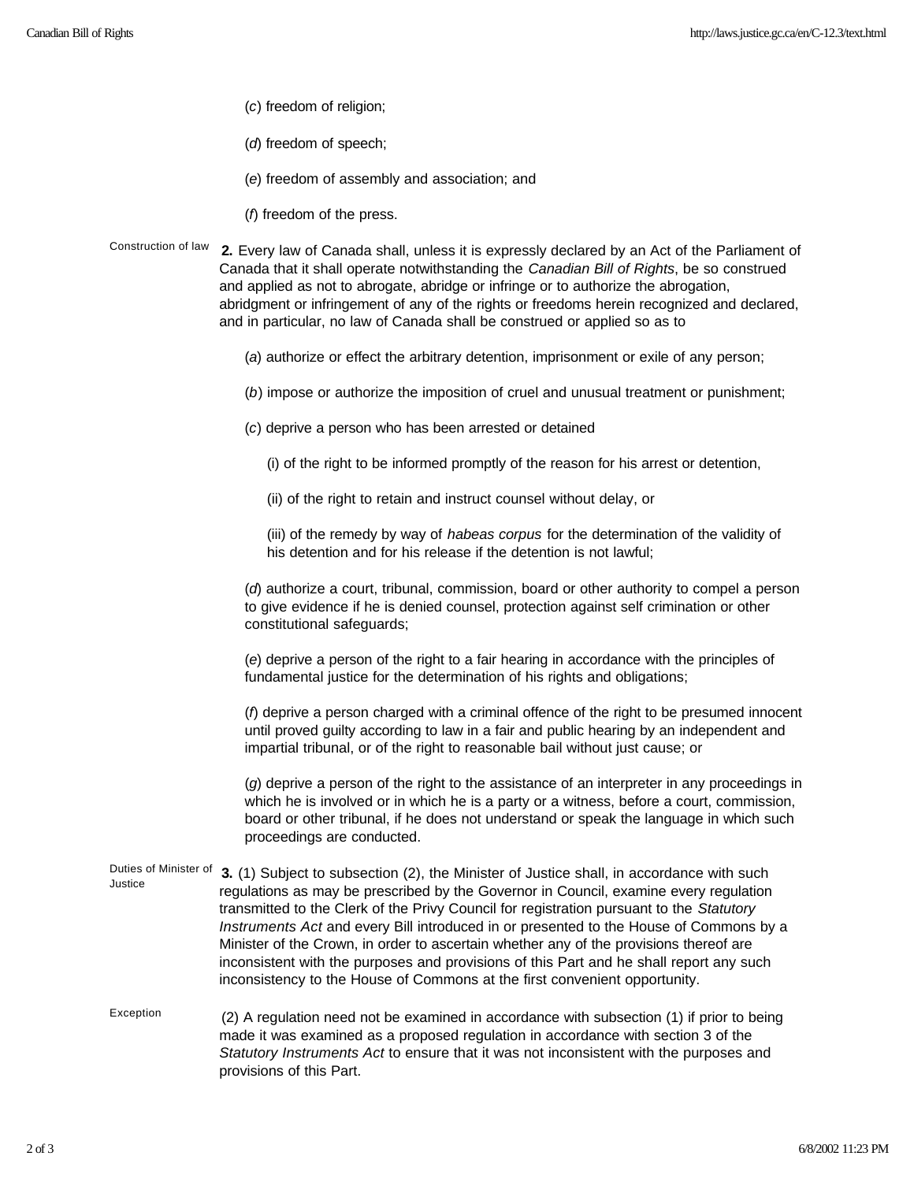(*c*) freedom of religion;

(*d*) freedom of speech;

(*e*) freedom of assembly and association; and

(*f*) freedom of the press.

Construction of law

**2.** Every law of Canada shall, unless it is expressly declared by an Act of the Parliament of Canada that it shall operate notwithstanding the *Canadian Bill of Rights*, be so construed and applied as not to abrogate, abridge or infringe or to authorize the abrogation, abridgment or infringement of any of the rights or freedoms herein recognized and declared, and in particular, no law of Canada shall be construed or applied so as to

(*a*) authorize or effect the arbitrary detention, imprisonment or exile of any person;

(*b*) impose or authorize the imposition of cruel and unusual treatment or punishment;

(*c*) deprive a person who has been arrested or detained

(i) of the right to be informed promptly of the reason for his arrest or detention,

(ii) of the right to retain and instruct counsel without delay, or

(iii) of the remedy by way of *habeas corpus* for the determination of the validity of his detention and for his release if the detention is not lawful;

(*d*) authorize a court, tribunal, commission, board or other authority to compel a person to give evidence if he is denied counsel, protection against self crimination or other constitutional safeguards;

(*e*) deprive a person of the right to a fair hearing in accordance with the principles of fundamental justice for the determination of his rights and obligations;

(*f*) deprive a person charged with a criminal offence of the right to be presumed innocent until proved guilty according to law in a fair and public hearing by an independent and impartial tribunal, or of the right to reasonable bail without just cause; or

(*g*) deprive a person of the right to the assistance of an interpreter in any proceedings in which he is involved or in which he is a party or a witness, before a court, commission, board or other tribunal, if he does not understand or speak the language in which such proceedings are conducted.

Duties of Minister of Justice

**3.** (1) Subject to subsection (2), the Minister of Justice shall, in accordance with such regulations as may be prescribed by the Governor in Council, examine every regulation transmitted to the Clerk of the Privy Council for registration pursuant to the *Statutory Instruments Act* and every Bill introduced in or presented to the House of Commons by a Minister of the Crown, in order to ascertain whether any of the provisions thereof are inconsistent with the purposes and provisions of this Part and he shall report any such inconsistency to the House of Commons at the first convenient opportunity.

Exception

(2) A regulation need not be examined in accordance with subsection (1) if prior to being made it was examined as a proposed regulation in accordance with section 3 of the *Statutory Instruments Act* to ensure that it was not inconsistent with the purposes and provisions of this Part.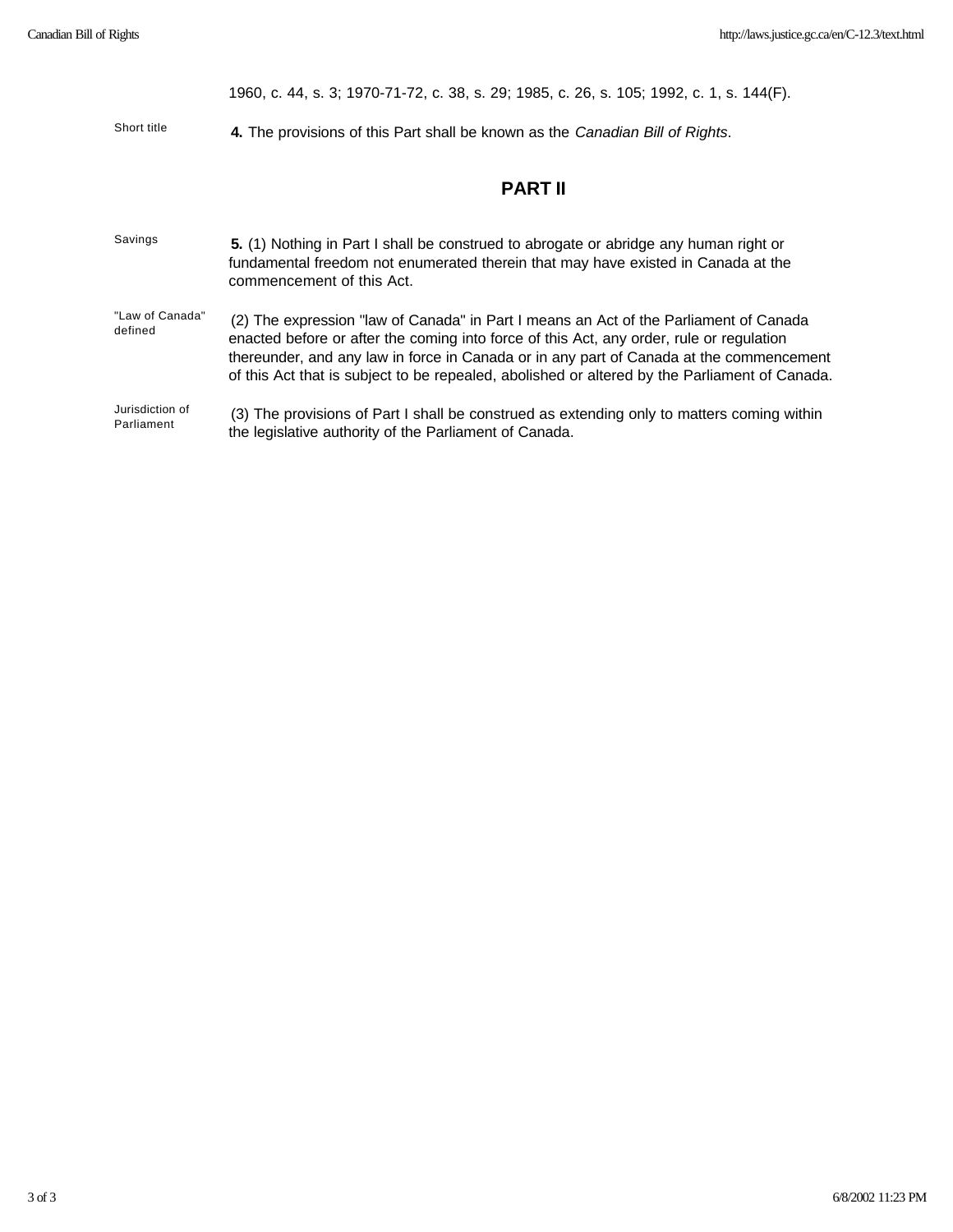1960, c. 44, s. 3; 1970-71-72, c. 38, s. 29; 1985, c. 26, s. 105; 1992, c. 1, s. 144(F).

Short title

**4.** The provisions of this Part shall be known as the *Canadian Bill of Rights*.

## PART II

Savings

**5.** (1) Nothing in Part I shall be construed to abrogate or abridge any human right or fundamental freedom not enumerated therein that may have existed in Canada at the commencement of this Act.

"Law of Canada" defined

(2) The expression "law of Canada" in Part I means an Act of the Parliament of Canada enacted before or after the coming into force of this Act, any order, rule or regulation thereunder, and any law in force in Canada or in any part of Canada at the commencement of this Act that is subject to be repealed, abolished or altered by the Parliament of Canada.

Jurisdiction of Parliament

(3) The provisions of Part I shall be construed as extending only to matters coming within the legislative authority of the Parliament of Canada.